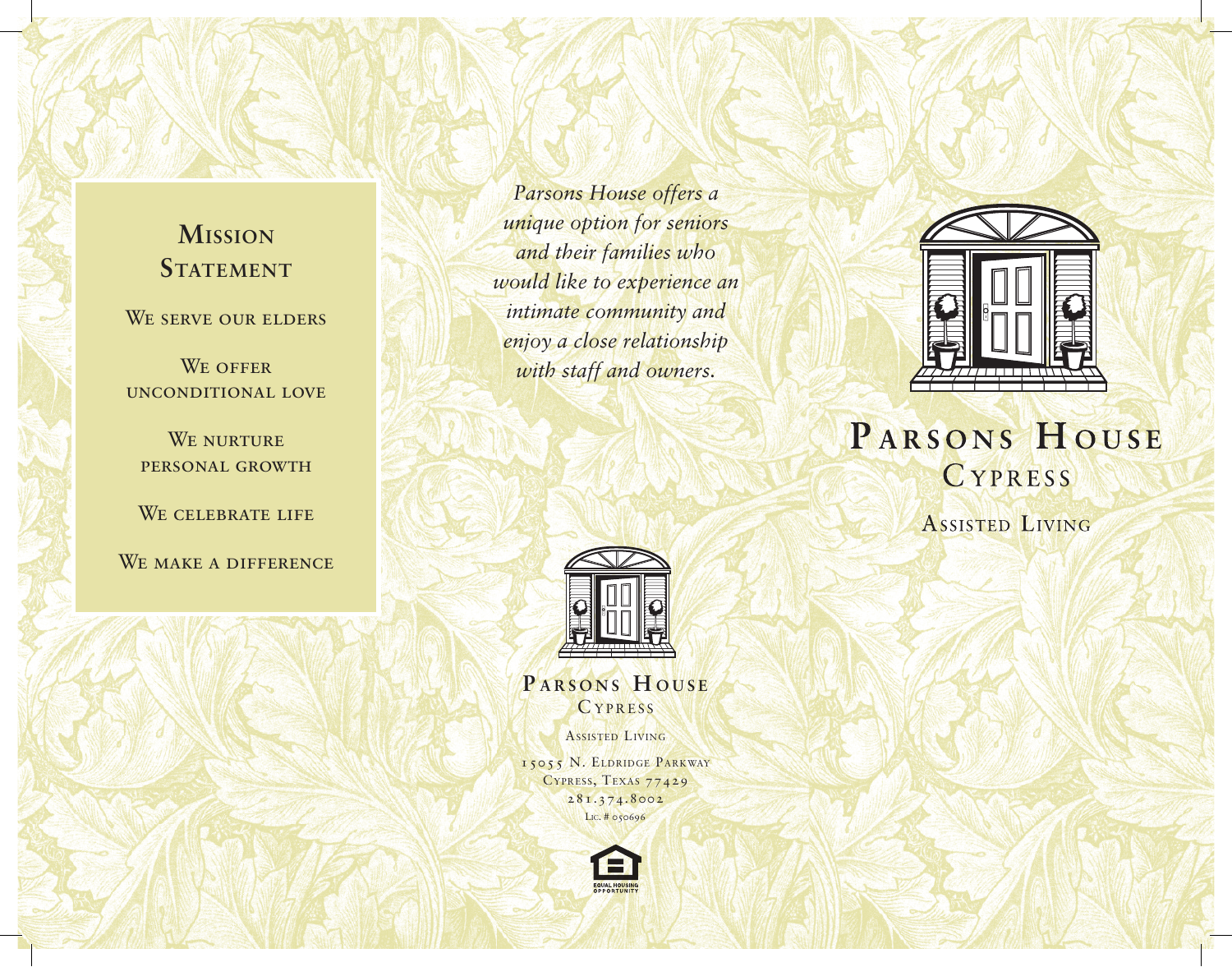## Mission Statement

We serve our elders

We offer unconditional love

We nurture personal growth

We celebrate life

We make a difference

*Parsons House offers a unique option for seniors and their families who would like to experience an intimate community and enjoy a close relationship with staff and owners.*

**Parsons House**
Cypress

Assisted Living

15055 N. Eldridge Parkway
Cypress, Texas 77429
281.374.8002
Lic. # 050696

Equal Housing Opportunity

# Parsons House
## Cypress

Assisted Living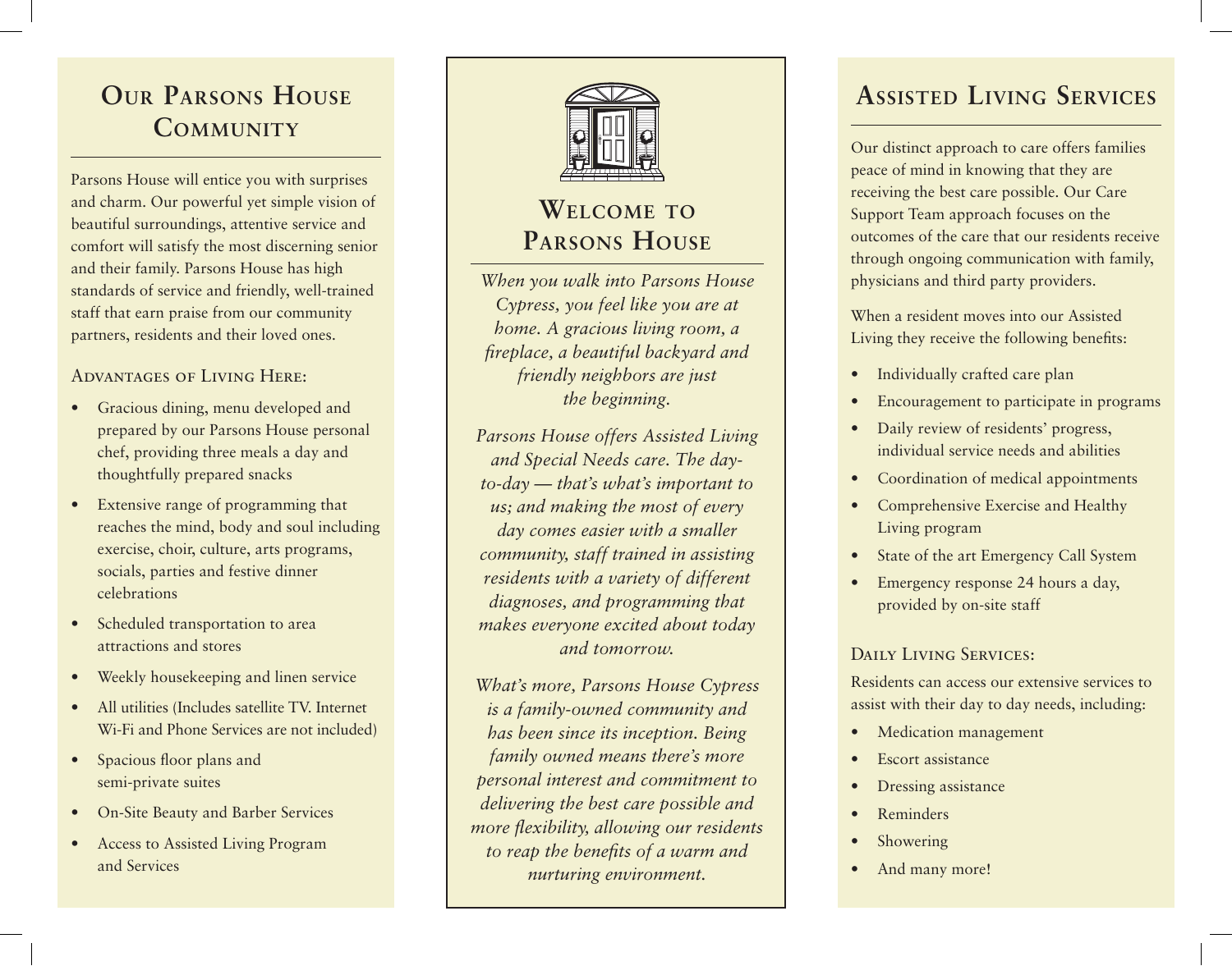## Our Parsons House Community

Parsons House will entice you with surprises and charm. Our powerful yet simple vision of beautiful surroundings, attentive service and comfort will satisfy the most discerning senior and their family. Parsons House has high standards of service and friendly, well-trained staff that earn praise from our community partners, residents and their loved ones.

### Advantages of Living Here:

- Gracious dining, menu developed and prepared by our Parsons House personal chef, providing three meals a day and thoughtfully prepared snacks
- Extensive range of programming that reaches the mind, body and soul including exercise, choir, culture, arts programs, socials, parties and festive dinner celebrations
- Scheduled transportation to area attractions and stores
- Weekly housekeeping and linen service
- All utilities (Includes satellite TV. Internet Wi-Fi and Phone Services are not included)
- Spacious floor plans and semi-private suites
- On-Site Beauty and Barber Services
- Access to Assisted Living Program and Services

## Welcome to Parsons House

*When you walk into Parsons House Cypress, you feel like you are at home. A gracious living room, a fireplace, a beautiful backyard and friendly neighbors are just the beginning.*

*Parsons House offers Assisted Living and Special Needs care. The day-to-day — that's what's important to us; and making the most of every day comes easier with a smaller community, staff trained in assisting residents with a variety of different diagnoses, and programming that makes everyone excited about today and tomorrow.*

*What's more, Parsons House Cypress is a family-owned community and has been since its inception. Being family owned means there's more personal interest and commitment to delivering the best care possible and more flexibility, allowing our residents to reap the benefits of a warm and nurturing environment.*

## Assisted Living Services

Our distinct approach to care offers families peace of mind in knowing that they are receiving the best care possible. Our Care Support Team approach focuses on the outcomes of the care that our residents receive through ongoing communication with family, physicians and third party providers.

When a resident moves into our Assisted Living they receive the following benefits:

- Individually crafted care plan
- Encouragement to participate in programs
- Daily review of residents' progress, individual service needs and abilities
- Coordination of medical appointments
- Comprehensive Exercise and Healthy Living program
- State of the art Emergency Call System
- Emergency response 24 hours a day, provided by on-site staff

### Daily Living Services:

Residents can access our extensive services to assist with their day to day needs, including:

- Medication management
- Escort assistance
- Dressing assistance
- Reminders
- Showering
- And many more!